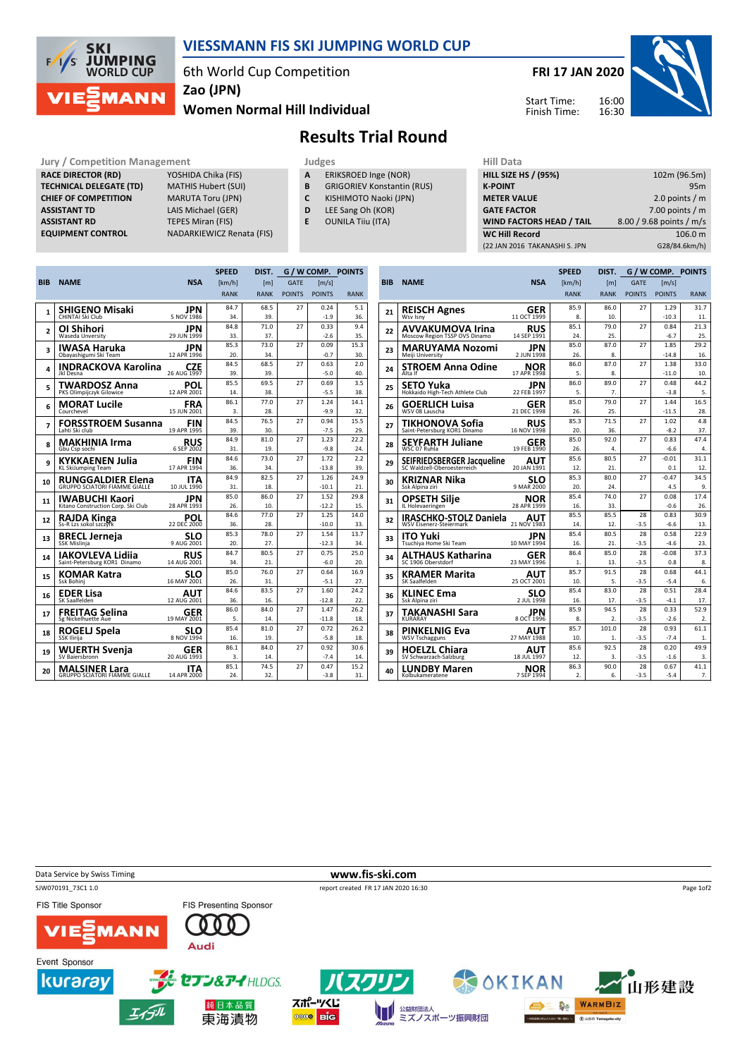# VIESSMANN FIS SKI JUMPING WORLD CUP

6th World Cup Competition
Zao (JPN)
Women Normal Hill Individual

FRI 17 JAN 2020

Start Time: 16:00
Finish Time: 16:30

## Results Trial Round

| Jury / Competition Management | |
|---|---|
| RACE DIRECTOR (RD) | YOSHIDA Chika (FIS) |
| TECHNICAL DELEGATE (TD) | MATHIS Hubert (SUI) |
| CHIEF OF COMPETITION | MARUTA Toru (JPN) |
| ASSISTANT TD | LAIS Michael (GER) |
| ASSISTANT RD | TEPES Miran (FIS) |
| EQUIPMENT CONTROL | NADARKIEWICZ Renata (FIS) |

| Judges | |
|---|---|
| A | ERIKSROED Inge (NOR) |
| B | GRIGORIEV Konstantin (RUS) |
| C | KISHIMOTO Naoki (JPN) |
| D | LEE Sang Oh (KOR) |
| E | OUNILA Tiiu (ITA) |

| Hill Data | |
|---|---|
| HILL SIZE HS / (95%) | 102m (96.5m) |
| K-POINT | 95m |
| METER VALUE | 2.0 points / m |
| GATE FACTOR | 7.00 points / m |
| WIND FACTORS HEAD / TAIL | 8.00 / 9.68 points / m/s |
| WC Hill Record | 106.0 m |
| (22 JAN 2016 TAKANASHI S. JPN | G28/84.6km/h) |

| BIB | NAME | NSA | SPEED [km/h] | DIST. [m] | GATE | [m/s] | POINTS |
|---|---|---|---|---|---|---|---|
| | Club | Date of birth | RANK | RANK | GATE POINTS | WIND POINTS | RANK |
| 1 | SHIGENO Misaki | JPN | 84.7 | 68.5 | 27 | 0.24 | 5.1 |
| | CHINTAI Ski Club | 5 NOV 1986 | 34. | 39. | | -1.9 | 36. |
| 2 | OI Shihori | JPN | 84.8 | 71.0 | 27 | 0.33 | 9.4 |
| | Waseda University | 29 JUN 1999 | 33. | 37. | | -2.6 | 35. |
| 3 | IWASA Haruka | JPN | 85.3 | 73.0 | 27 | 0.09 | 15.3 |
| | Obayashigumi Ski Team | 12 APR 1996 | 20. | 34. | | -0.7 | 30. |
| 4 | INDRACKOVA Karolina | CZE | 84.5 | 68.5 | 27 | 0.63 | 2.0 |
| | Jkl Desna | 26 AUG 1997 | 39. | 39. | | -5.0 | 40. |
| 5 | TWARDOSZ Anna | POL | 85.5 | 69.5 | 27 | 0.69 | 3.5 |
| | PKS Olimpijczyk Gilowice | 12 APR 2001 | 14. | 38. | | -5.5 | 38. |
| 6 | MORAT Lucile | FRA | 86.1 | 77.0 | 27 | 1.24 | 14.1 |
| | Courchevel | 15 JUN 2001 | 3. | 28. | | -9.9 | 32. |
| 7 | FORSSTROEM Susanna | FIN | 84.5 | 76.5 | 27 | 0.94 | 15.5 |
| | Lahti Ski club | 19 APR 1995 | 39. | 30. | | -7.5 | 29. |
| 8 | MAKHINIA Irma | RUS | 84.9 | 81.0 | 27 | 1.23 | 22.2 |
| | Gbu Csp sochi | 6 SEP 2002 | 31. | 19. | | -9.8 | 24. |
| 9 | KYKKAENEN Julia | FIN | 84.6 | 73.0 | 27 | 1.72 | 2.2 |
| | KL SkiJumping Team | 17 APR 1994 | 36. | 34. | | -13.8 | 39. |
| 10 | RUNGGALDIER Elena | ITA | 84.9 | 82.5 | 27 | 1.26 | 24.9 |
| | GRUPPO SCIATORI FIAMME GIALLE | 10 JUL 1990 | 31. | 18. | | -10.1 | 21. |
| 11 | IWABUCHI Kaori | JPN | 85.0 | 86.0 | 27 | 1.52 | 29.8 |
| | Kitano Construction Corp. Ski Club | 28 APR 1993 | 26. | 10. | | -12.2 | 15. |
| 12 | RAJDA Kinga | POL | 84.6 | 77.0 | 27 | 1.25 | 14.0 |
| | Ss-R Lzs sokol szczyrk | 22 DEC 2000 | 36. | 28. | | -10.0 | 33. |
| 13 | BRECL Jerneja | SLO | 85.3 | 78.0 | 27 | 1.54 | 13.7 |
| | SSK Mislinja | 9 AUG 2001 | 20. | 27. | | -12.3 | 34. |
| 14 | IAKOVLEVA Lidiia | RUS | 84.7 | 80.5 | 27 | 0.75 | 25.0 |
| | Saint-Petersburg KOR1 Dinamo | 14 AUG 2001 | 34. | 21. | | -6.0 | 20. |
| 15 | KOMAR Katra | SLO | 85.0 | 76.0 | 27 | 0.64 | 16.9 |
| | Ssk Bohinj | 16 MAY 2001 | 26. | 31. | | -5.1 | 27. |
| 16 | EDER Lisa | AUT | 84.6 | 83.5 | 27 | 1.60 | 24.2 |
| | SK Saalfelden | 12 AUG 2001 | 36. | 16. | | -12.8 | 22. |
| 17 | FREITAG Selina | GER | 86.0 | 84.0 | 27 | 1.47 | 26.2 |
| | Sg Nickelhuette Aue | 19 MAY 2001 | 5. | 14. | | -11.8 | 18. |
| 18 | ROGELJ Spela | SLO | 85.4 | 81.0 | 27 | 0.72 | 26.2 |
| | SSK Ilirija | 8 NOV 1994 | 16. | 19. | | -5.8 | 18. |
| 19 | WUERTH Svenja | GER | 86.1 | 84.0 | 27 | 0.92 | 30.6 |
| | SV Baiersbronn | 20 AUG 1993 | 3. | 14. | | -7.4 | 14. |
| 20 | MALSINER Lara | ITA | 85.1 | 74.5 | 27 | 0.47 | 15.2 |
| | GRUPPO SCIATORI FIAMME GIALLE | 14 APR 2000 | 24. | 32. | | -3.8 | 31. |
| 21 | REISCH Agnes | GER | 85.9 | 86.0 | 27 | 1.29 | 31.7 |
| | Wsv Isny | 11 OCT 1999 | 8. | 10. | | -10.3 | 11. |
| 22 | AVVAKUMOVA Irina | RUS | 85.1 | 79.0 | 27 | 0.84 | 21.3 |
| | Moscow Region TSSP OVS Dinamo | 14 SEP 1991 | 24. | 25. | | -6.7 | 25. |
| 23 | MARUYAMA Nozomi | JPN | 85.0 | 87.0 | 27 | 1.85 | 29.2 |
| | Meiji University | 2 JUN 1998 | 26. | 8. | | -14.8 | 16. |
| 24 | STROEM Anna Odine | NOR | 86.0 | 87.0 | 27 | 1.38 | 33.0 |
| | Alta If | 17 APR 1998 | 5. | 8. | | -11.0 | 10. |
| 25 | SETO Yuka | JPN | 86.0 | 89.0 | 27 | 0.48 | 44.2 |
| | Hokkaido High-Tech Athlete Club | 22 FEB 1997 | 5. | 7. | | -3.8 | 5. |
| 26 | GOERLICH Luisa | GER | 85.0 | 79.0 | 27 | 1.44 | 16.5 |
| | WSV 08 Lauscha | 21 DEC 1998 | 26. | 25. | | -11.5 | 28. |
| 27 | TIKHONOVA Sofia | RUS | 85.3 | 71.5 | 27 | 1.02 | 4.8 |
| | Saint-Petersburg KOR1 Dinamo | 16 NOV 1998 | 20. | 36. | | -8.2 | 37. |
| 28 | SEYFARTH Juliane | GER | 85.0 | 92.0 | 27 | 0.83 | 47.4 |
| | WSC 07 Ruhla | 19 FEB 1990 | 26. | 4. | | -6.6 | 4. |
| 29 | SEIFRIEDSBERGER Jacqueline | AUT | 85.6 | 80.5 | 27 | -0.01 | 31.1 |
| | SC Waldzell-Oberoesterreich | 20 JAN 1991 | 12. | 21. | | 0.1 | 12. |
| 30 | KRIZNAR Nika | SLO | 85.3 | 80.0 | 27 | -0.47 | 34.5 |
| | Ssk Alpina ziri | 9 MAR 2000 | 20. | 24. | | 4.5 | 9. |
| 31 | OPSETH Silje | NOR | 85.4 | 74.0 | 27 | 0.08 | 17.4 |
| | IL Holevaeringen | 28 APR 1999 | 16. | 33. | | -0.6 | 26. |
| 32 | IRASCHKO-STOLZ Daniela | AUT | 85.5 | 85.5 | 28 | 0.83 | 30.9 |
| | WSV Eisenerz-Steiermark | 21 NOV 1983 | 14. | 12. | -3.5 | -6.6 | 13. |
| 33 | ITO Yuki | JPN | 85.4 | 80.5 | 28 | 0.58 | 22.9 |
| | Tsuchiya Home Ski Team | 10 MAY 1994 | 16. | 21. | -3.5 | -4.6 | 23. |
| 34 | ALTHAUS Katharina | GER | 86.4 | 85.0 | 28 | -0.08 | 37.3 |
| | SC 1906 Oberstdorf | 23 MAY 1996 | 1. | 13. | -3.5 | 0.8 | 8. |
| 35 | KRAMER Marita | AUT | 85.7 | 91.5 | 28 | 0.68 | 44.1 |
| | SK Saalfelden | 25 OCT 2001 | 10. | 5. | -3.5 | -5.4 | 6. |
| 36 | KLINEC Ema | SLO | 85.4 | 83.0 | 28 | 0.51 | 28.4 |
| | Ssk Alpina ziri | 2 JUL 1998 | 16. | 17. | -3.5 | -4.1 | 17. |
| 37 | TAKANASHI Sara | JPN | 85.9 | 94.5 | 28 | 0.33 | 52.9 |
| | KURARAY | 8 OCT 1996 | 8. | 2. | -3.5 | -2.6 | 2. |
| 38 | PINKELNIG Eva | AUT | 85.7 | 101.0 | 28 | 0.93 | 61.1 |
| | WSV Tschagguns | 27 MAY 1988 | 10. | 1. | -3.5 | -7.4 | 1. |
| 39 | HOELZL Chiara | AUT | 85.6 | 92.5 | 28 | 0.20 | 49.9 |
| | SV Schwarzach-Salzburg | 18 JUL 1997 | 12. | 3. | -3.5 | -1.6 | 3. |
| 40 | LUNDBY Maren | NOR | 86.3 | 90.0 | 28 | 0.67 | 41.1 |
| | Kolbukameratene | 7 SEP 1994 | 2. | 6. | -3.5 | -5.4 | 7. |

Data Service by Swiss Timing — www.fis-ski.com
SJW070191_73C1 1.0 — report created FRI 17 JAN 2020 16:30

FIS Title Sponsor: VIESSMANN — FIS Presenting Sponsor: Audi

Event Sponsor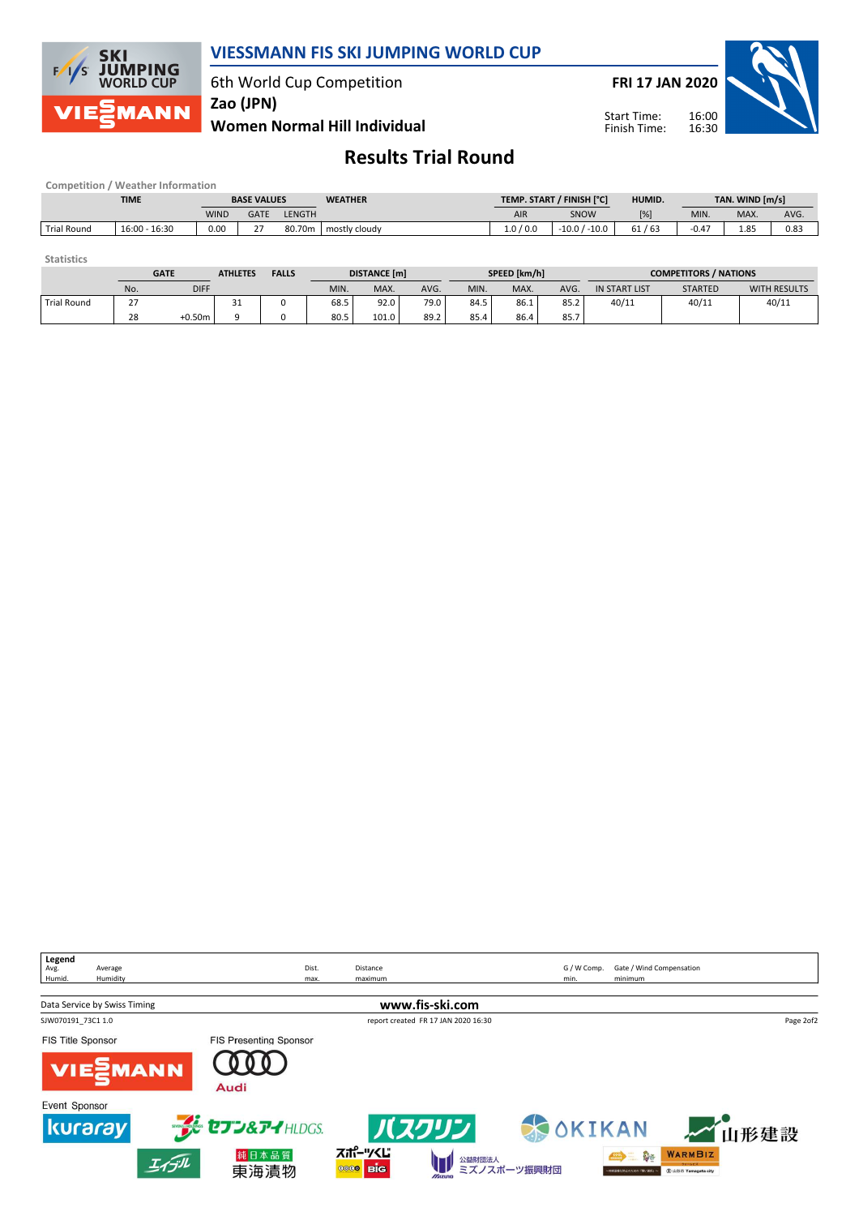# VIESSMANN FIS SKI JUMPING WORLD CUP

6th World Cup Competition

**Zao (JPN)**

**Women Normal Hill Individual**

**FRI 17 JAN 2020**

Start Time: 16:00
Finish Time: 16:30

## Results Trial Round

Competition / Weather Information

| TIME | | BASE VALUES | | | WEATHER | TEMP. START / FINISH [°C] | | HUMID. | TAN. WIND [m/s] | | |
|---|---|---|---|---|---|---|---|---|---|---|---|
| | | WIND | GATE | LENGTH | | AIR | SNOW | [%] | MIN. | MAX. | AVG. |
| Trial Round | 16:00 - 16:30 | 0.00 | 27 | 80.70m | mostly cloudy | 1.0 / 0.0 | -10.0 / -10.0 | 61 / 63 | -0.47 | 1.85 | 0.83 |

Statistics

| | GATE | | ATHLETES | FALLS | DISTANCE [m] | | | SPEED [km/h] | | | COMPETITORS / NATIONS | | |
|---|---|---|---|---|---|---|---|---|---|---|---|---|---|
| | No. | DIFF | | | MIN. | MAX. | AVG. | MIN. | MAX. | AVG. | IN START LIST | STARTED | WITH RESULTS |
| Trial Round | 27 | | 31 | 0 | 68.5 | 92.0 | 79.0 | 84.5 | 86.1 | 85.2 | 40/11 | 40/11 | 40/11 |
| | 28 | +0.50m | 9 | 0 | 80.5 | 101.0 | 89.2 | 85.4 | 86.4 | 85.7 | | | |

**Legend**

| | | | | | |
|---|---|---|---|---|---|
| Avg. | Average | Dist. | Distance | G / W Comp. | Gate / Wind Compensation |
| Humid. | Humidity | max. | maximum | min. | minimum |

Data Service by Swiss Timing

www.fis-ski.com

SJW070191_73C1 1.0

report created FR 17 JAN 2020 16:30

FIS Title Sponsor

FIS Presenting Sponsor

Event Sponsor